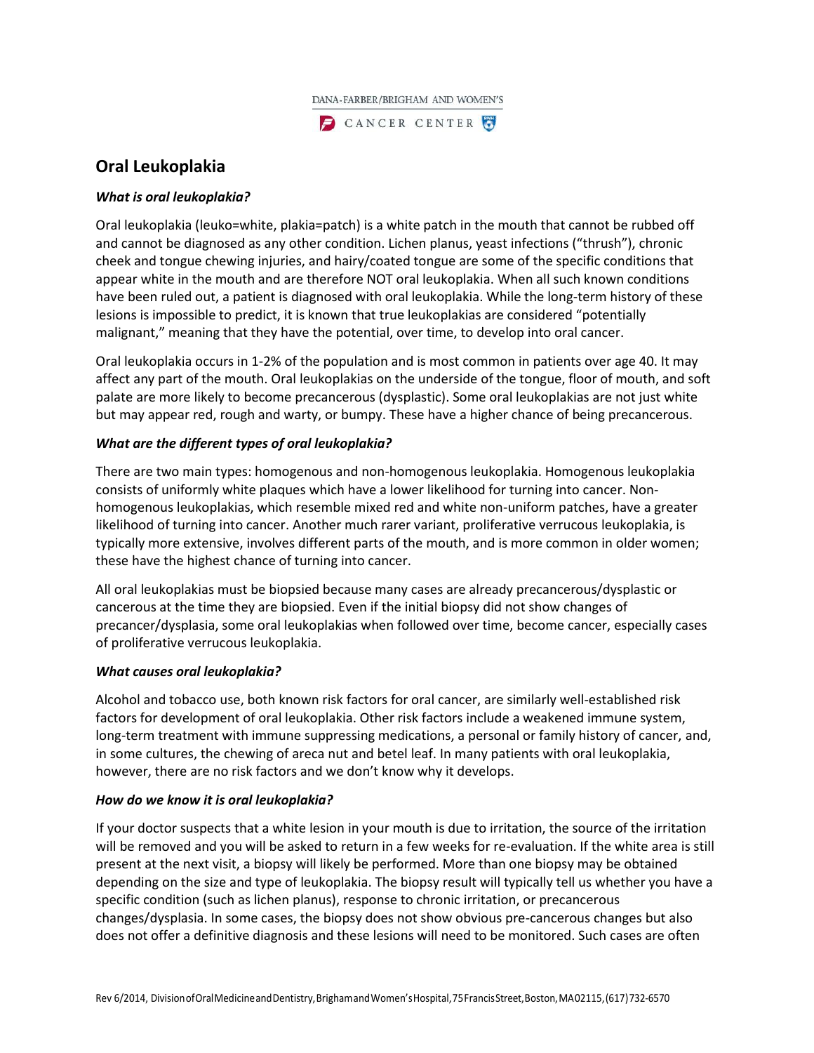# Oral Leukoplakia

### *What is oral leukoplakia?*

Oral leukoplakia (leuko=white, plakia=patch) is a white patch in the mouth that cannot be rubbed off and cannot be diagnosed as any other condition. Lichen planus, yeast infections ("thrush"), chronic cheek and tongue chewing injuries, and hairy/coated tongue are some of the specific conditions that appear white in the mouth and are therefore NOT oral leukoplakia. When all such known conditions have been ruled out, a patient is diagnosed with oral leukoplakia. While the long-term history of these lesions is impossible to predict, it is known that true leukoplakias are considered "potentially malignant," meaning that they have the potential, over time, to develop into oral cancer.

Oral leukoplakia occurs in 1-2% of the population and is most common in patients over age 40. It may affect any part of the mouth. Oral leukoplakias on the underside of the tongue, floor of mouth, and soft palate are more likely to become precancerous (dysplastic). Some oral leukoplakias are not just white but may appear red, rough and warty, or bumpy. These have a higher chance of being precancerous.

### *What are the different types of oral leukoplakia?*

There are two main types: homogenous and non-homogenous leukoplakia. Homogenous leukoplakia consists of uniformly white plaques which have a lower likelihood for turning into cancer. Non-homogenous leukoplakias, which resemble mixed red and white non-uniform patches, have a greater likelihood of turning into cancer. Another much rarer variant, proliferative verrucous leukoplakia, is typically more extensive, involves different parts of the mouth, and is more common in older women; these have the highest chance of turning into cancer.

All oral leukoplakias must be biopsied because many cases are already precancerous/dysplastic or cancerous at the time they are biopsied. Even if the initial biopsy did not show changes of precancer/dysplasia, some oral leukoplakias when followed over time, become cancer, especially cases of proliferative verrucous leukoplakia.

### *What causes oral leukoplakia?*

Alcohol and tobacco use, both known risk factors for oral cancer, are similarly well-established risk factors for development of oral leukoplakia. Other risk factors include a weakened immune system, long-term treatment with immune suppressing medications, a personal or family history of cancer, and, in some cultures, the chewing of areca nut and betel leaf. In many patients with oral leukoplakia, however, there are no risk factors and we don't know why it develops.

### *How do we know it is oral leukoplakia?*

If your doctor suspects that a white lesion in your mouth is due to irritation, the source of the irritation will be removed and you will be asked to return in a few weeks for re-evaluation. If the white area is still present at the next visit, a biopsy will likely be performed. More than one biopsy may be obtained depending on the size and type of leukoplakia. The biopsy result will typically tell us whether you have a specific condition (such as lichen planus), response to chronic irritation, or precancerous changes/dysplasia. In some cases, the biopsy does not show obvious pre-cancerous changes but also does not offer a definitive diagnosis and these lesions will need to be monitored. Such cases are often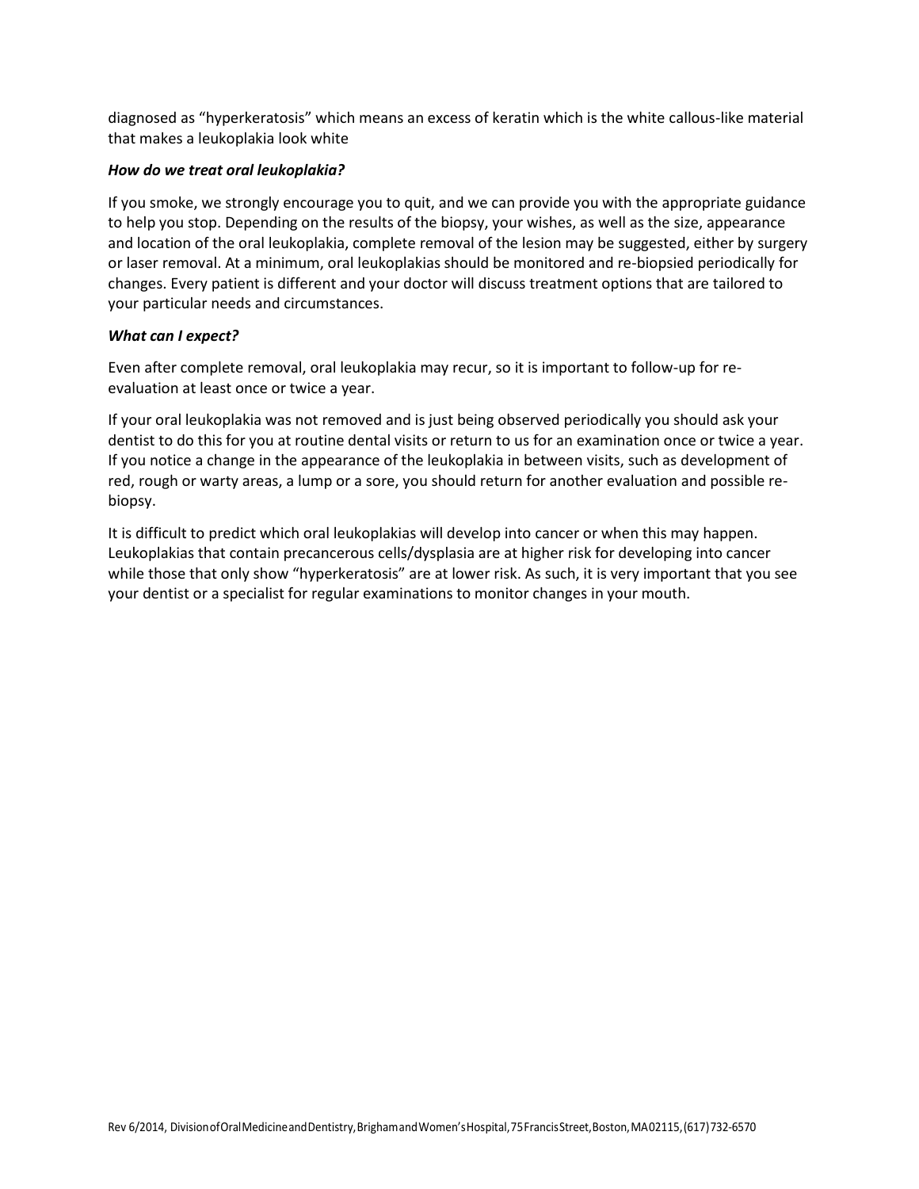diagnosed as "hyperkeratosis" which means an excess of keratin which is the white callous-like material that makes a leukoplakia look white

***How do we treat oral leukoplakia?***

If you smoke, we strongly encourage you to quit, and we can provide you with the appropriate guidance to help you stop. Depending on the results of the biopsy, your wishes, as well as the size, appearance and location of the oral leukoplakia, complete removal of the lesion may be suggested, either by surgery or laser removal. At a minimum, oral leukoplakias should be monitored and re-biopsied periodically for changes. Every patient is different and your doctor will discuss treatment options that are tailored to your particular needs and circumstances.

***What can I expect?***

Even after complete removal, oral leukoplakia may recur, so it is important to follow-up for re-evaluation at least once or twice a year.

If your oral leukoplakia was not removed and is just being observed periodically you should ask your dentist to do this for you at routine dental visits or return to us for an examination once or twice a year. If you notice a change in the appearance of the leukoplakia in between visits, such as development of red, rough or warty areas, a lump or a sore, you should return for another evaluation and possible re-biopsy.

It is difficult to predict which oral leukoplakias will develop into cancer or when this may happen. Leukoplakias that contain precancerous cells/dysplasia are at higher risk for developing into cancer while those that only show "hyperkeratosis" are at lower risk. As such, it is very important that you see your dentist or a specialist for regular examinations to monitor changes in your mouth.

Rev 6/2014, Division of Oral Medicine and Dentistry, Brigham and Women's Hospital, 75 Francis Street, Boston, MA 02115, (617) 732-6570